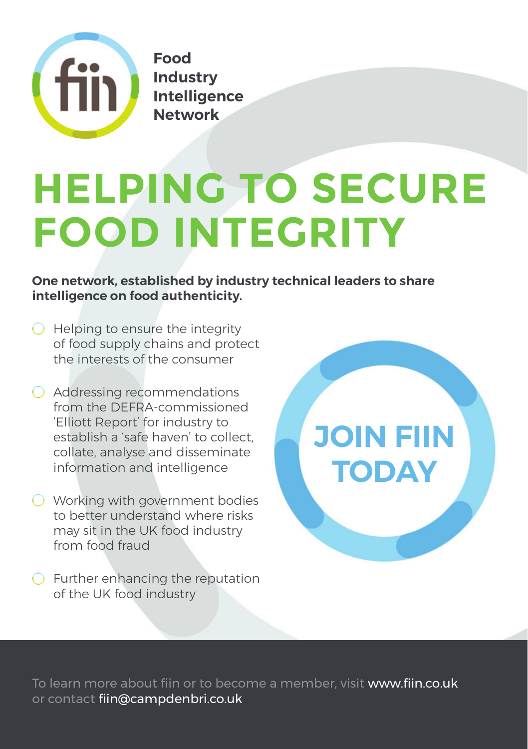**Food Industry Intelligence Network**

# HELPING TO SECURE FOOD INTEGRITY

**One network, established by industry technical leaders to share intelligence on food authenticity.**

- Helping to ensure the integrity of food supply chains and protect the interests of the consumer
- Addressing recommendations from the DEFRA-commissioned 'Elliott Report' for industry to establish a 'safe haven' to collect, collate, analyse and disseminate information and intelligence
- Working with government bodies to better understand where risks may sit in the UK food industry from food fraud
- Further enhancing the reputation of the UK food industry

## JOIN FIIN TODAY

To learn more about fiin or to become a member, visit www.fiin.co.uk or contact fiin@campdenbri.co.uk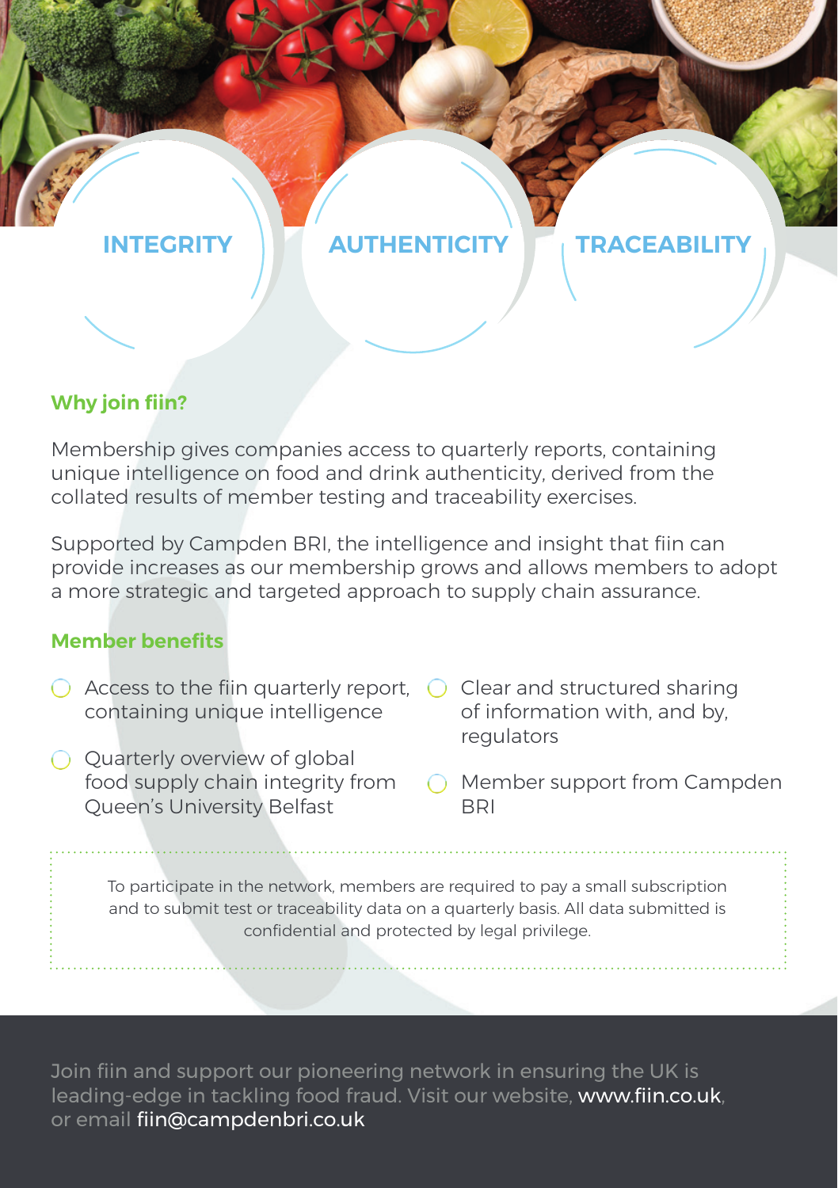INTEGRITY

AUTHENTICITY

TRACEABILITY

## Why join fiin?

Membership gives companies access to quarterly reports, containing unique intelligence on food and drink authenticity, derived from the collated results of member testing and traceability exercises.

Supported by Campden BRI, the intelligence and insight that fiin can provide increases as our membership grows and allows members to adopt a more strategic and targeted approach to supply chain assurance.

## Member benefits

- Access to the fiin quarterly report, containing unique intelligence
- Quarterly overview of global food supply chain integrity from Queen's University Belfast
- Clear and structured sharing of information with, and by, regulators
- Member support from Campden BRI

To participate in the network, members are required to pay a small subscription and to submit test or traceability data on a quarterly basis. All data submitted is confidential and protected by legal privilege.

Join fiin and support our pioneering network in ensuring the UK is leading-edge in tackling food fraud. Visit our website, www.fiin.co.uk, or email fiin@campdenbri.co.uk